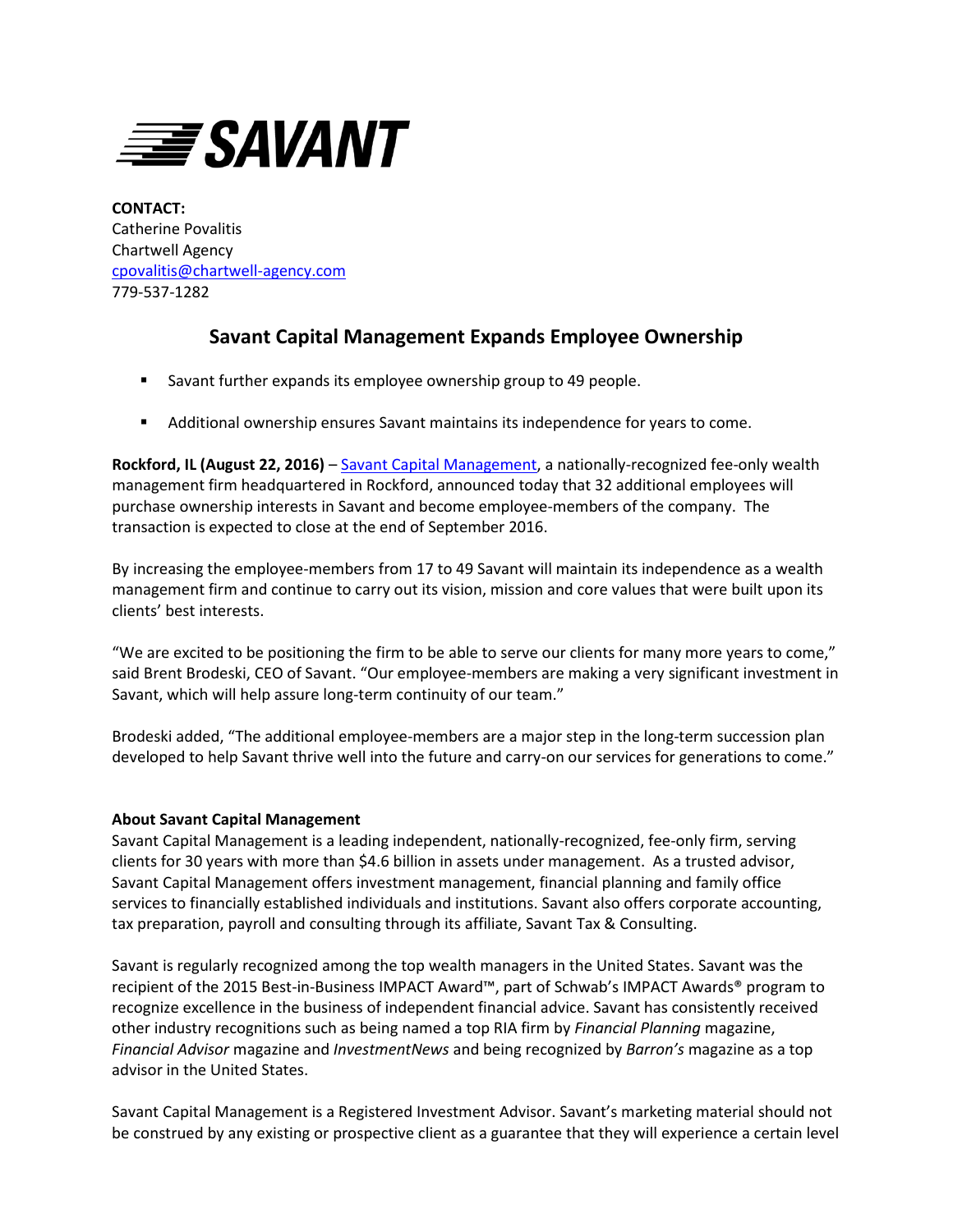**SAVANT**

**CONTACT:**
Catherine Povalitis
Chartwell Agency
cpovalitis@chartwell-agency.com
779-537-1282

## Savant Capital Management Expands Employee Ownership

- Savant further expands its employee ownership group to 49 people.
- Additional ownership ensures Savant maintains its independence for years to come.

**Rockford, IL (August 22, 2016)** – Savant Capital Management, a nationally-recognized fee-only wealth management firm headquartered in Rockford, announced today that 32 additional employees will purchase ownership interests in Savant and become employee-members of the company. The transaction is expected to close at the end of September 2016.

By increasing the employee-members from 17 to 49 Savant will maintain its independence as a wealth management firm and continue to carry out its vision, mission and core values that were built upon its clients' best interests.

"We are excited to be positioning the firm to be able to serve our clients for many more years to come," said Brent Brodeski, CEO of Savant. "Our employee-members are making a very significant investment in Savant, which will help assure long-term continuity of our team."

Brodeski added, "The additional employee-members are a major step in the long-term succession plan developed to help Savant thrive well into the future and carry-on our services for generations to come."

**About Savant Capital Management**
Savant Capital Management is a leading independent, nationally-recognized, fee-only firm, serving clients for 30 years with more than $4.6 billion in assets under management. As a trusted advisor, Savant Capital Management offers investment management, financial planning and family office services to financially established individuals and institutions. Savant also offers corporate accounting, tax preparation, payroll and consulting through its affiliate, Savant Tax & Consulting.

Savant is regularly recognized among the top wealth managers in the United States. Savant was the recipient of the 2015 Best-in-Business IMPACT Award™, part of Schwab's IMPACT Awards® program to recognize excellence in the business of independent financial advice. Savant has consistently received other industry recognitions such as being named a top RIA firm by *Financial Planning* magazine, *Financial Advisor* magazine and *InvestmentNews* and being recognized by *Barron's* magazine as a top advisor in the United States.

Savant Capital Management is a Registered Investment Advisor. Savant's marketing material should not be construed by any existing or prospective client as a guarantee that they will experience a certain level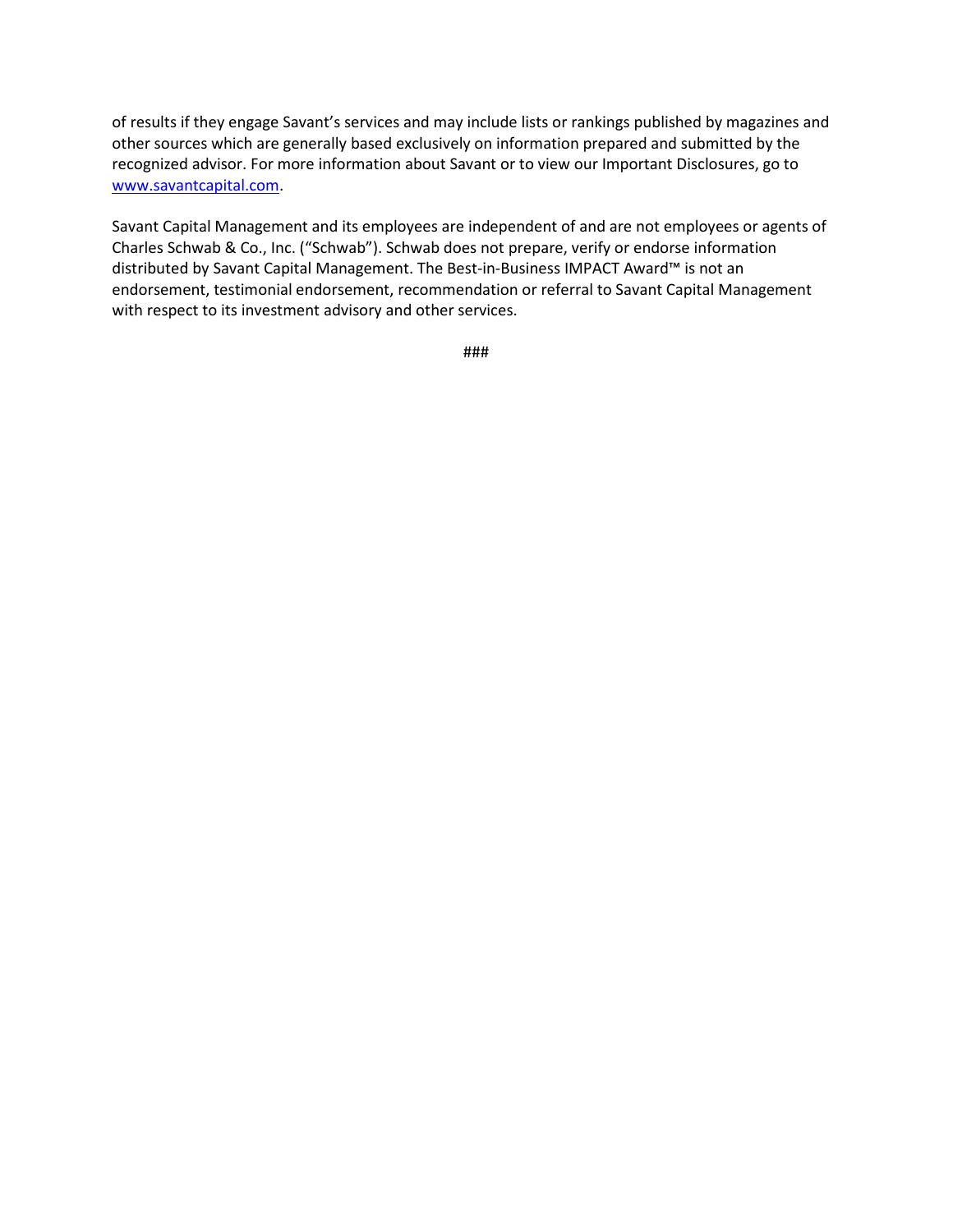of results if they engage Savant's services and may include lists or rankings published by magazines and other sources which are generally based exclusively on information prepared and submitted by the recognized advisor. For more information about Savant or to view our Important Disclosures, go to [www.savantcapital.com](http://www.savantcapital.com).

Savant Capital Management and its employees are independent of and are not employees or agents of Charles Schwab & Co., Inc. ("Schwab"). Schwab does not prepare, verify or endorse information distributed by Savant Capital Management. The Best-in-Business IMPACT Award™ is not an endorsement, testimonial endorsement, recommendation or referral to Savant Capital Management with respect to its investment advisory and other services.

###